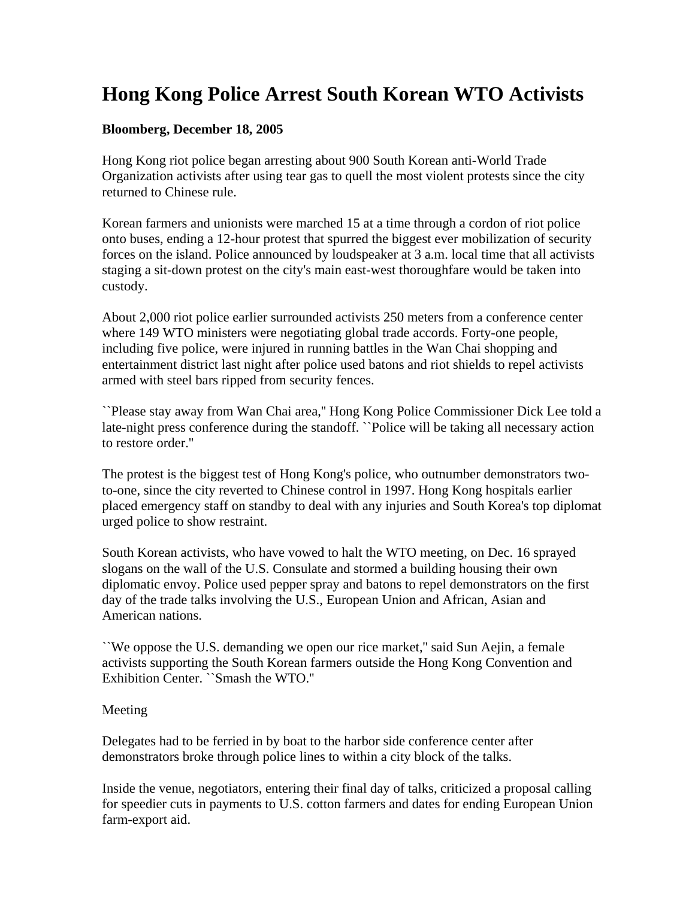# Hong Kong Police Arrest South Korean WTO Activists

**Bloomberg, December 18, 2005**

Hong Kong riot police began arresting about 900 South Korean anti-World Trade Organization activists after using tear gas to quell the most violent protests since the city returned to Chinese rule.

Korean farmers and unionists were marched 15 at a time through a cordon of riot police onto buses, ending a 12-hour protest that spurred the biggest ever mobilization of security forces on the island. Police announced by loudspeaker at 3 a.m. local time that all activists staging a sit-down protest on the city's main east-west thoroughfare would be taken into custody.

About 2,000 riot police earlier surrounded activists 250 meters from a conference center where 149 WTO ministers were negotiating global trade accords. Forty-one people, including five police, were injured in running battles in the Wan Chai shopping and entertainment district last night after police used batons and riot shields to repel activists armed with steel bars ripped from security fences.

``Please stay away from Wan Chai area,'' Hong Kong Police Commissioner Dick Lee told a late-night press conference during the standoff. ``Police will be taking all necessary action to restore order.''

The protest is the biggest test of Hong Kong's police, who outnumber demonstrators two-to-one, since the city reverted to Chinese control in 1997. Hong Kong hospitals earlier placed emergency staff on standby to deal with any injuries and South Korea's top diplomat urged police to show restraint.

South Korean activists, who have vowed to halt the WTO meeting, on Dec. 16 sprayed slogans on the wall of the U.S. Consulate and stormed a building housing their own diplomatic envoy. Police used pepper spray and batons to repel demonstrators on the first day of the trade talks involving the U.S., European Union and African, Asian and American nations.

``We oppose the U.S. demanding we open our rice market,'' said Sun Aejin, a female activists supporting the South Korean farmers outside the Hong Kong Convention and Exhibition Center. ``Smash the WTO.''

Meeting

Delegates had to be ferried in by boat to the harbor side conference center after demonstrators broke through police lines to within a city block of the talks.

Inside the venue, negotiators, entering their final day of talks, criticized a proposal calling for speedier cuts in payments to U.S. cotton farmers and dates for ending European Union farm-export aid.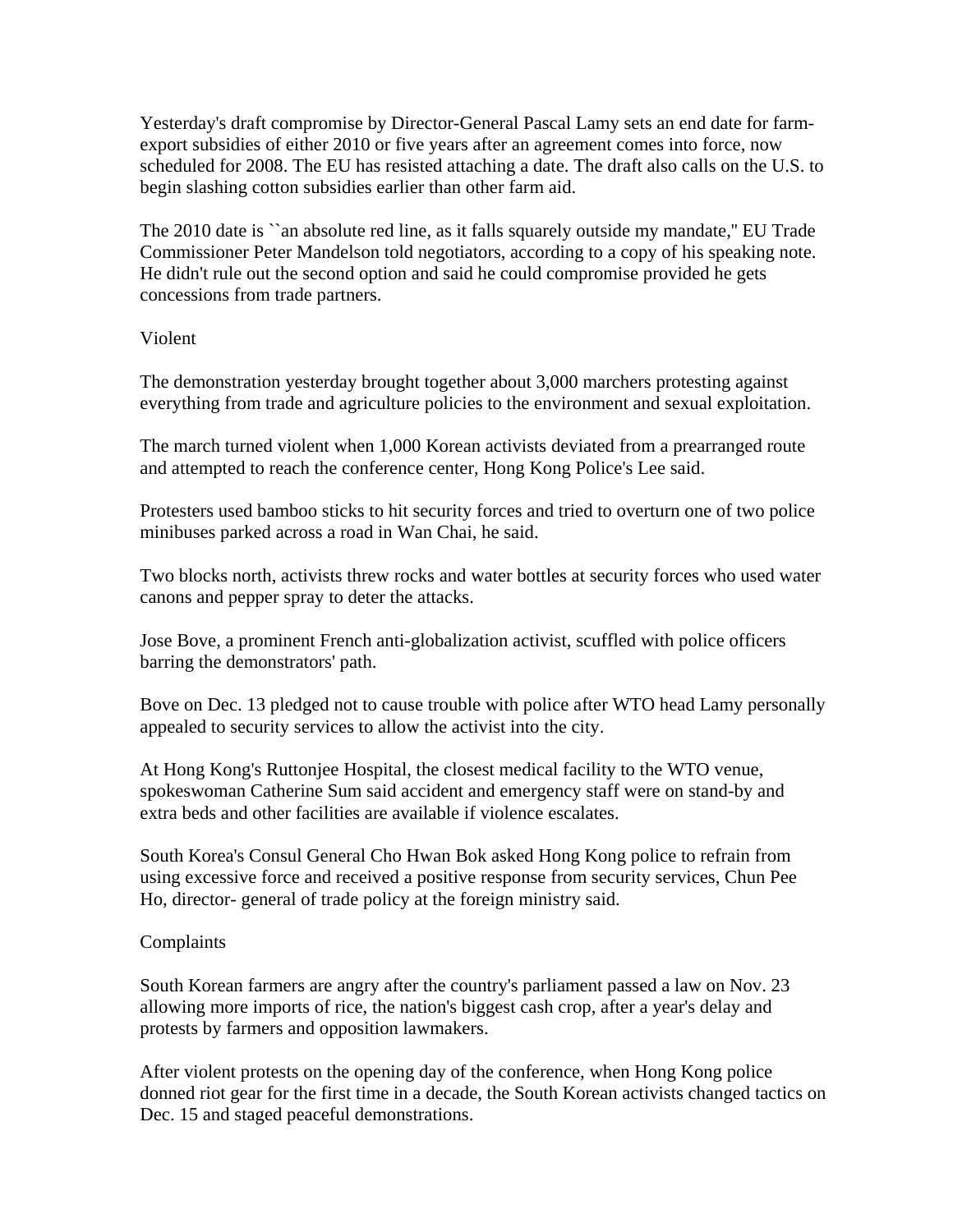Yesterday's draft compromise by Director-General Pascal Lamy sets an end date for farm-export subsidies of either 2010 or five years after an agreement comes into force, now scheduled for 2008. The EU has resisted attaching a date. The draft also calls on the U.S. to begin slashing cotton subsidies earlier than other farm aid.

The 2010 date is ``an absolute red line, as it falls squarely outside my mandate,'' EU Trade Commissioner Peter Mandelson told negotiators, according to a copy of his speaking note. He didn't rule out the second option and said he could compromise provided he gets concessions from trade partners.

## Violent

The demonstration yesterday brought together about 3,000 marchers protesting against everything from trade and agriculture policies to the environment and sexual exploitation.

The march turned violent when 1,000 Korean activists deviated from a prearranged route and attempted to reach the conference center, Hong Kong Police's Lee said.

Protesters used bamboo sticks to hit security forces and tried to overturn one of two police minibuses parked across a road in Wan Chai, he said.

Two blocks north, activists threw rocks and water bottles at security forces who used water canons and pepper spray to deter the attacks.

Jose Bove, a prominent French anti-globalization activist, scuffled with police officers barring the demonstrators' path.

Bove on Dec. 13 pledged not to cause trouble with police after WTO head Lamy personally appealed to security services to allow the activist into the city.

At Hong Kong's Ruttonjee Hospital, the closest medical facility to the WTO venue, spokeswoman Catherine Sum said accident and emergency staff were on stand-by and extra beds and other facilities are available if violence escalates.

South Korea's Consul General Cho Hwan Bok asked Hong Kong police to refrain from using excessive force and received a positive response from security services, Chun Pee Ho, director- general of trade policy at the foreign ministry said.

## Complaints

South Korean farmers are angry after the country's parliament passed a law on Nov. 23 allowing more imports of rice, the nation's biggest cash crop, after a year's delay and protests by farmers and opposition lawmakers.

After violent protests on the opening day of the conference, when Hong Kong police donned riot gear for the first time in a decade, the South Korean activists changed tactics on Dec. 15 and staged peaceful demonstrations.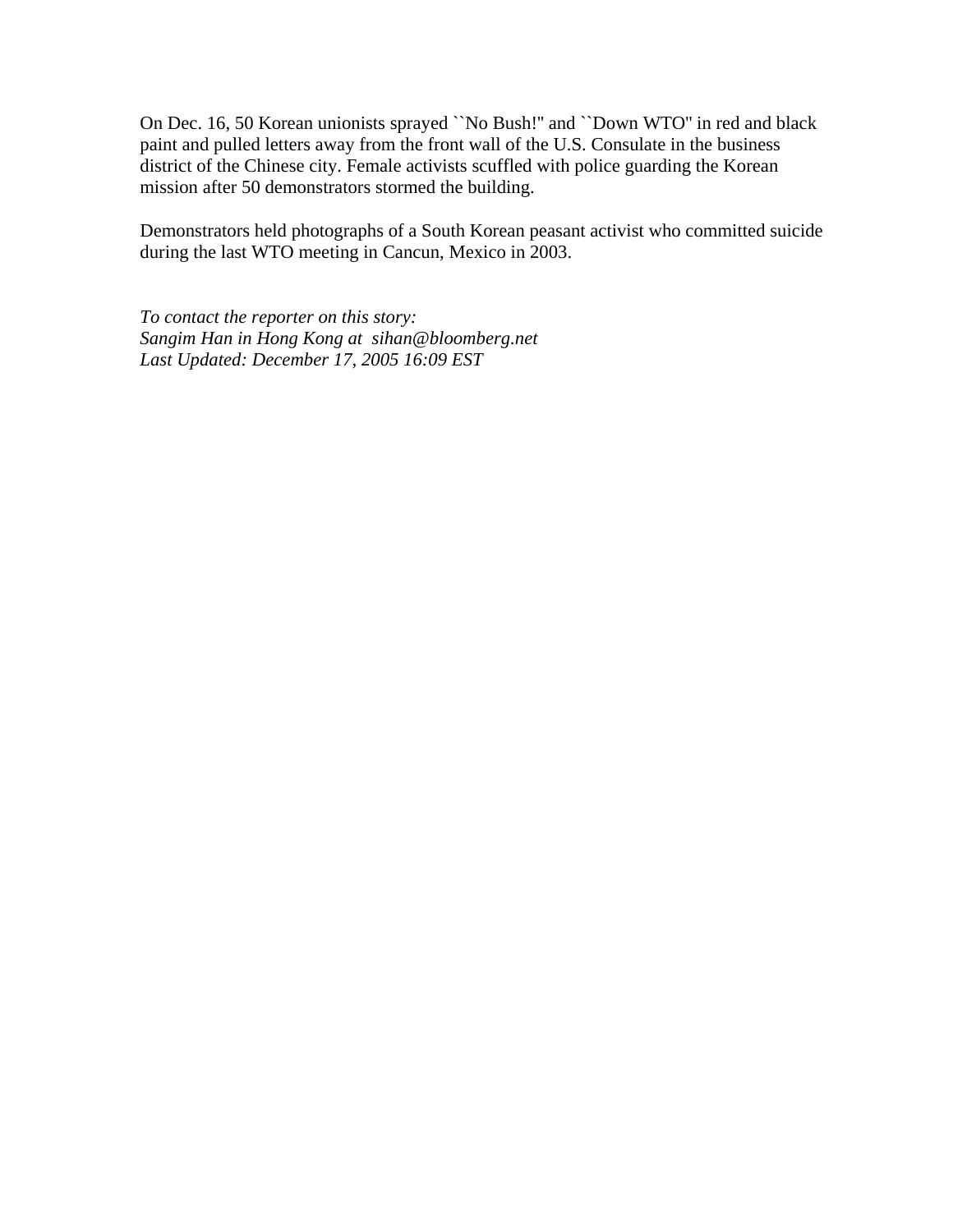On Dec. 16, 50 Korean unionists sprayed ``No Bush!'' and ``Down WTO'' in red and black paint and pulled letters away from the front wall of the U.S. Consulate in the business district of the Chinese city. Female activists scuffled with police guarding the Korean mission after 50 demonstrators stormed the building.

Demonstrators held photographs of a South Korean peasant activist who committed suicide during the last WTO meeting in Cancun, Mexico in 2003.

*To contact the reporter on this story:*
*Sangim Han in Hong Kong at sihan@bloomberg.net*
*Last Updated: December 17, 2005 16:09 EST*